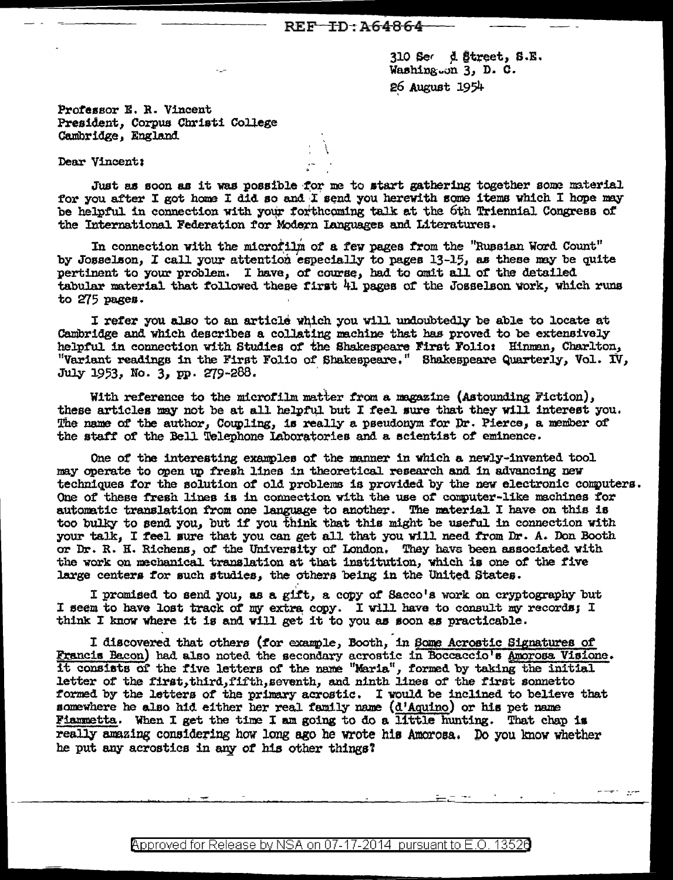REF-ID:A64864

310 Second Street, S.E.
Washington 3, D. C.
26 August 1954

Professor E. R. Vincent
President, Corpus Christi College
Cambridge, England

Dear Vincent:

Just as soon as it was possible for me to start gathering together some material for you after I got home I did so and I send you herewith some items which I hope may be helpful in connection with your forthcoming talk at the 6th Triennial Congress of the International Federation for Modern Languages and Literatures.

In connection with the microfilm of a few pages from the "Russian Word Count" by Josselson, I call your attention especially to pages 13-15, as these may be quite pertinent to your problem. I have, of course, had to omit all of the detailed tabular material that followed these first 41 pages of the Josselson work, which runs to 275 pages.

I refer you also to an article which you will undoubtedly be able to locate at Cambridge and which describes a collating machine that has proved to be extensively helpful in connection with Studies of the Shakespeare First Folio: Hinman, Charlton, "Variant readings in the First Folio of Shakespeare." Shakespeare Quarterly, Vol. IV, July 1953, No. 3, pp. 279-288.

With reference to the microfilm matter from a magazine (Astounding Fiction), these articles may not be at all helpful but I feel sure that they will interest you. The name of the author, Coupling, is really a pseudonym for Dr. Pierce, a member of the staff of the Bell Telephone Laboratories and a scientist of eminence.

One of the interesting examples of the manner in which a newly-invented tool may operate to open up fresh lines in theoretical research and in advancing new techniques for the solution of old problems is provided by the new electronic computers. One of these fresh lines is in connection with the use of computer-like machines for automatic translation from one language to another. The material I have on this is too bulky to send you, but if you think that this might be useful in connection with your talk, I feel sure that you can get all that you will need from Dr. A. Don Booth or Dr. R. H. Richens, of the University of London. They have been associated with the work on mechanical translation at that institution, which is one of the five large centers for such studies, the others being in the United States.

I promised to send you, as a gift, a copy of Sacco's work on cryptography but I seem to have lost track of my extra copy. I will have to consult my records; I think I know where it is and will get it to you as soon as practicable.

I discovered that others (for example, Booth, in Some Acrostic Signatures of Francis Bacon) had also noted the secondary acrostic in Boccaccio's Amorosa Visione. It consists of the five letters of the name "Maria", formed by taking the initial letter of the first, third, fifth, seventh, and ninth lines of the first sonnetto formed by the letters of the primary acrostic. I would be inclined to believe that somewhere he also hid either her real family name (d'Aquino) or his pet name Fiammetta. When I get the time I am going to do a little hunting. That chap is really amazing considering how long ago he wrote his Amorosa. Do you know whether he put any acrostics in any of his other things?

Approved for Release by NSA on 07-17-2014 pursuant to E.O. 13526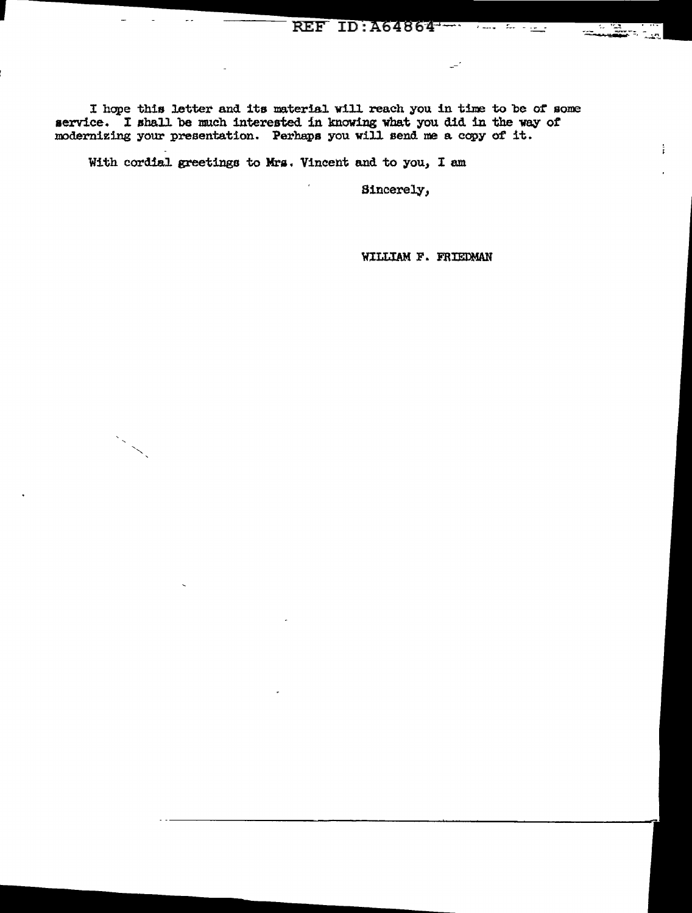I hope this letter and its material will reach you in time to be of some service. I shall be much interested in knowing what you did in the way of modernizing your presentation. Perhaps you will send me a copy of it.

With cordial greetings to Mrs. Vincent and to you, I am

Sincerely,

WILLIAM F. FRIEDMAN